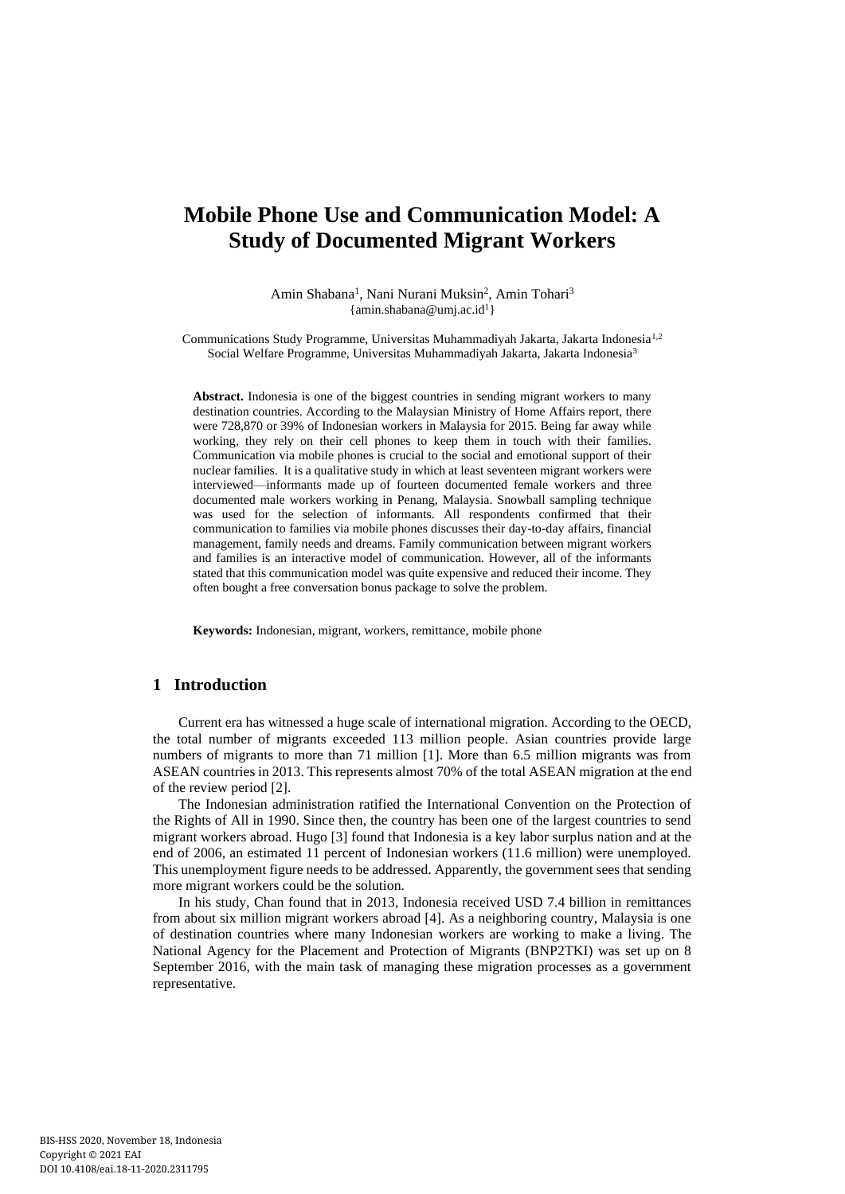# Mobile Phone Use and Communication Model: A Study of Documented Migrant Workers

Amin Shabana[1], Nani Nurani Muksin[2], Amin Tohari[3]
{amin.shabana@umj.ac.id[1]}

Communications Study Programme, Universitas Muhammadiyah Jakarta, Jakarta Indonesia[1,2]
Social Welfare Programme, Universitas Muhammadiyah Jakarta, Jakarta Indonesia[3]

**Abstract.** Indonesia is one of the biggest countries in sending migrant workers to many destination countries. According to the Malaysian Ministry of Home Affairs report, there were 728,870 or 39% of Indonesian workers in Malaysia for 2015. Being far away while working, they rely on their cell phones to keep them in touch with their families. Communication via mobile phones is crucial to the social and emotional support of their nuclear families. It is a qualitative study in which at least seventeen migrant workers were interviewed—informants made up of fourteen documented female workers and three documented male workers working in Penang, Malaysia. Snowball sampling technique was used for the selection of informants. All respondents confirmed that their communication to families via mobile phones discusses their day-to-day affairs, financial management, family needs and dreams. Family communication between migrant workers and families is an interactive model of communication. However, all of the informants stated that this communication model was quite expensive and reduced their income. They often bought a free conversation bonus package to solve the problem.

**Keywords:** Indonesian, migrant, workers, remittance, mobile phone

## 1 Introduction

Current era has witnessed a huge scale of international migration. According to the OECD, the total number of migrants exceeded 113 million people. Asian countries provide large numbers of migrants to more than 71 million [1]. More than 6.5 million migrants was from ASEAN countries in 2013. This represents almost 70% of the total ASEAN migration at the end of the review period [2].

The Indonesian administration ratified the International Convention on the Protection of the Rights of All in 1990. Since then, the country has been one of the largest countries to send migrant workers abroad. Hugo [3] found that Indonesia is a key labor surplus nation and at the end of 2006, an estimated 11 percent of Indonesian workers (11.6 million) were unemployed. This unemployment figure needs to be addressed. Apparently, the government sees that sending more migrant workers could be the solution.

In his study, Chan found that in 2013, Indonesia received USD 7.4 billion in remittances from about six million migrant workers abroad [4]. As a neighboring country, Malaysia is one of destination countries where many Indonesian workers are working to make a living. The National Agency for the Placement and Protection of Migrants (BNP2TKI) was set up on 8 September 2016, with the main task of managing these migration processes as a government representative.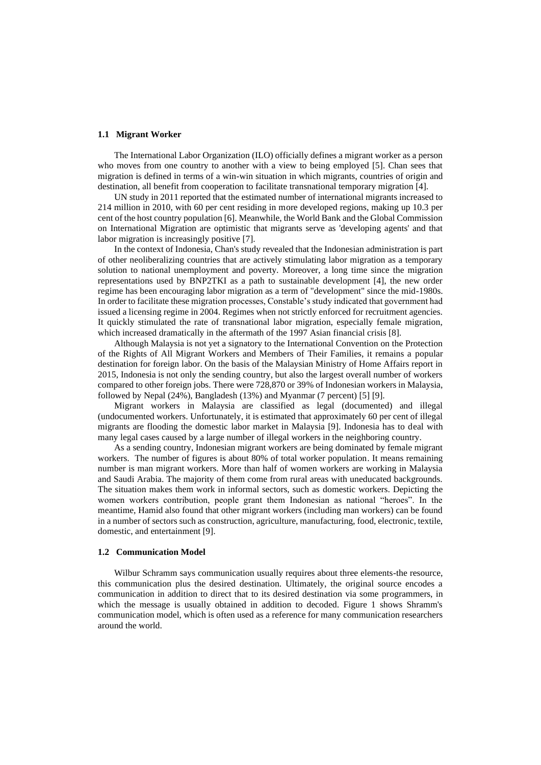### 1.1 Migrant Worker

The International Labor Organization (ILO) officially defines a migrant worker as a person who moves from one country to another with a view to being employed [5]. Chan sees that migration is defined in terms of a win-win situation in which migrants, countries of origin and destination, all benefit from cooperation to facilitate transnational temporary migration [4].

UN study in 2011 reported that the estimated number of international migrants increased to 214 million in 2010, with 60 per cent residing in more developed regions, making up 10.3 per cent of the host country population [6]. Meanwhile, the World Bank and the Global Commission on International Migration are optimistic that migrants serve as 'developing agents' and that labor migration is increasingly positive [7].

In the context of Indonesia, Chan's study revealed that the Indonesian administration is part of other neoliberalizing countries that are actively stimulating labor migration as a temporary solution to national unemployment and poverty. Moreover, a long time since the migration representations used by BNP2TKI as a path to sustainable development [4], the new order regime has been encouraging labor migration as a term of "development" since the mid-1980s. In order to facilitate these migration processes, Constable's study indicated that government had issued a licensing regime in 2004. Regimes when not strictly enforced for recruitment agencies. It quickly stimulated the rate of transnational labor migration, especially female migration, which increased dramatically in the aftermath of the 1997 Asian financial crisis [8].

Although Malaysia is not yet a signatory to the International Convention on the Protection of the Rights of All Migrant Workers and Members of Their Families, it remains a popular destination for foreign labor. On the basis of the Malaysian Ministry of Home Affairs report in 2015, Indonesia is not only the sending country, but also the largest overall number of workers compared to other foreign jobs. There were 728,870 or 39% of Indonesian workers in Malaysia, followed by Nepal (24%), Bangladesh (13%) and Myanmar (7 percent) [5] [9].

Migrant workers in Malaysia are classified as legal (documented) and illegal (undocumented workers. Unfortunately, it is estimated that approximately 60 per cent of illegal migrants are flooding the domestic labor market in Malaysia [9]. Indonesia has to deal with many legal cases caused by a large number of illegal workers in the neighboring country.

As a sending country, Indonesian migrant workers are being dominated by female migrant workers. The number of figures is about 80% of total worker population. It means remaining number is man migrant workers. More than half of women workers are working in Malaysia and Saudi Arabia. The majority of them come from rural areas with uneducated backgrounds. The situation makes them work in informal sectors, such as domestic workers. Depicting the women workers contribution, people grant them Indonesian as national "heroes". In the meantime, Hamid also found that other migrant workers (including man workers) can be found in a number of sectors such as construction, agriculture, manufacturing, food, electronic, textile, domestic, and entertainment [9].

### 1.2 Communication Model

Wilbur Schramm says communication usually requires about three elements-the resource, this communication plus the desired destination. Ultimately, the original source encodes a communication in addition to direct that to its desired destination via some programmers, in which the message is usually obtained in addition to decoded. Figure 1 shows Shramm's communication model, which is often used as a reference for many communication researchers around the world.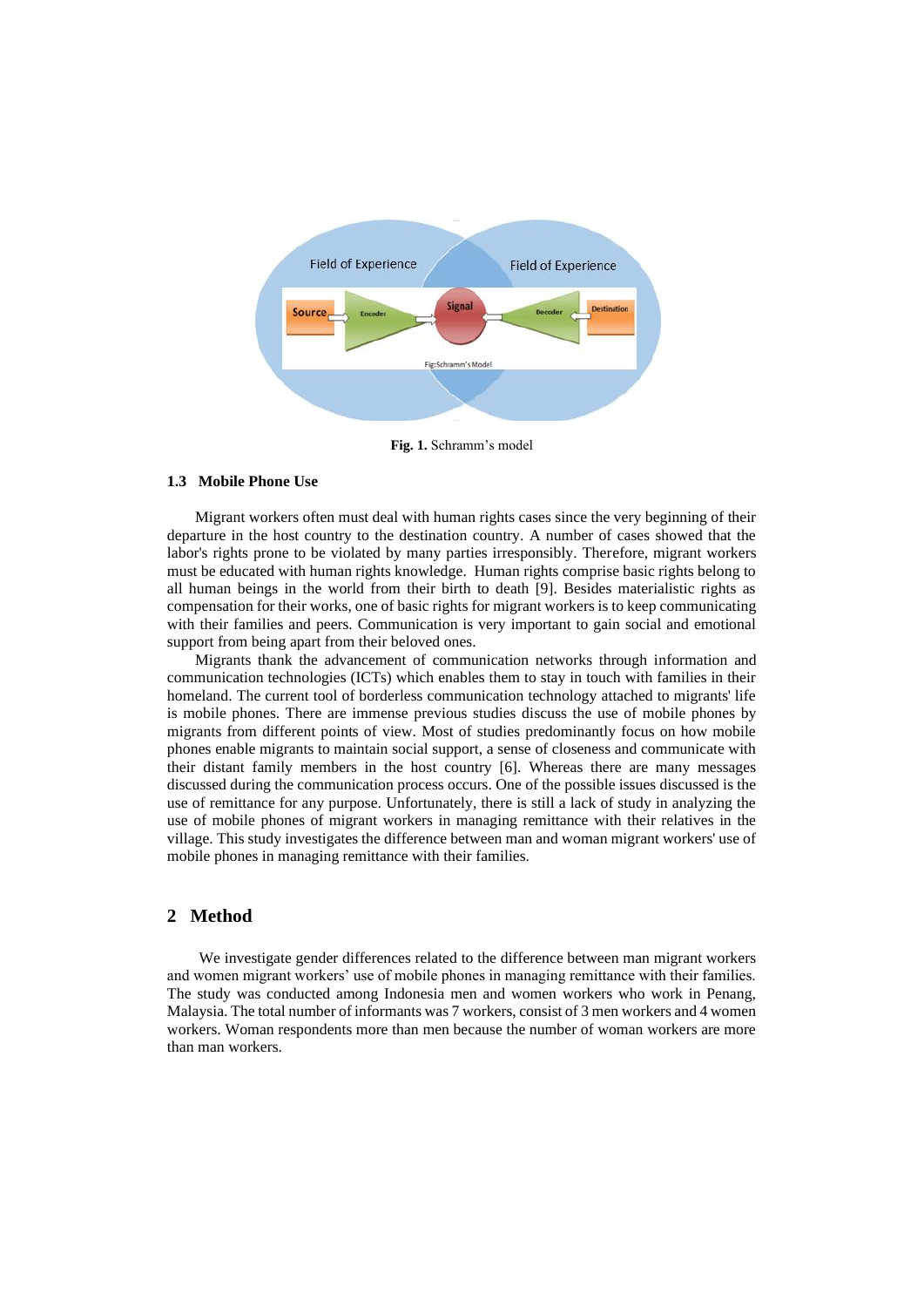**Fig. 1.** Schramm's model

### 1.3 Mobile Phone Use

Migrant workers often must deal with human rights cases since the very beginning of their departure in the host country to the destination country. A number of cases showed that the labor's rights prone to be violated by many parties irresponsibly. Therefore, migrant workers must be educated with human rights knowledge. Human rights comprise basic rights belong to all human beings in the world from their birth to death [9]. Besides materialistic rights as compensation for their works, one of basic rights for migrant workers is to keep communicating with their families and peers. Communication is very important to gain social and emotional support from being apart from their beloved ones.

Migrants thank the advancement of communication networks through information and communication technologies (ICTs) which enables them to stay in touch with families in their homeland. The current tool of borderless communication technology attached to migrants' life is mobile phones. There are immense previous studies discuss the use of mobile phones by migrants from different points of view. Most of studies predominantly focus on how mobile phones enable migrants to maintain social support, a sense of closeness and communicate with their distant family members in the host country [6]. Whereas there are many messages discussed during the communication process occurs. One of the possible issues discussed is the use of remittance for any purpose. Unfortunately, there is still a lack of study in analyzing the use of mobile phones of migrant workers in managing remittance with their relatives in the village. This study investigates the difference between man and woman migrant workers' use of mobile phones in managing remittance with their families.

## 2 Method

We investigate gender differences related to the difference between man migrant workers and women migrant workers' use of mobile phones in managing remittance with their families. The study was conducted among Indonesia men and women workers who work in Penang, Malaysia. The total number of informants was 7 workers, consist of 3 men workers and 4 women workers. Woman respondents more than men because the number of woman workers are more than man workers.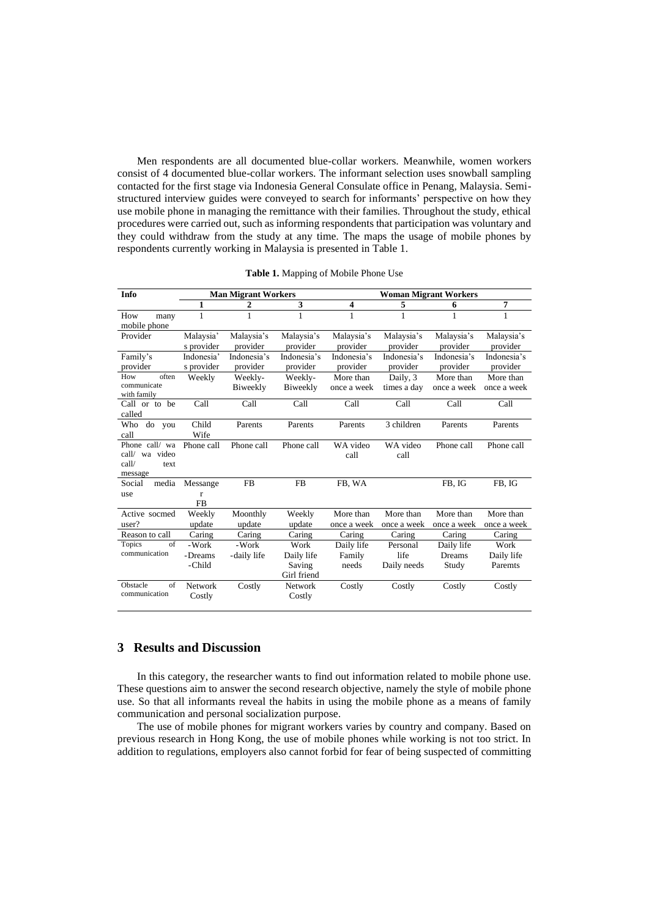Men respondents are all documented blue-collar workers. Meanwhile, women workers consist of 4 documented blue-collar workers. The informant selection uses snowball sampling contacted for the first stage via Indonesia General Consulate office in Penang, Malaysia. Semi-structured interview guides were conveyed to search for informants' perspective on how they use mobile phone in managing the remittance with their families. Throughout the study, ethical procedures were carried out, such as informing respondents that participation was voluntary and they could withdraw from the study at any time. The maps the usage of mobile phones by respondents currently working in Malaysia is presented in Table 1.

**Table 1.** Mapping of Mobile Phone Use

| Info | Man Migrant Workers | | | Woman Migrant Workers | | | |
|---|---|---|---|---|---|---|---|
| | 1 | 2 | 3 | 4 | 5 | 6 | 7 |
| How many mobile phone | 1 | 1 | 1 | 1 | 1 | 1 | 1 |
| Provider | Malaysia's provider | Malaysia's provider | Malaysia's provider | Malaysia's provider | Malaysia's provider | Malaysia's provider | Malaysia's provider |
| Family's provider | Indonesia's provider | Indonesia's provider | Indonesia's provider | Indonesia's provider | Indonesia's provider | Indonesia's provider | Indonesia's provider |
| How often communicate with family | Weekly | Weekly-Biweekly | Weekly-Biweekly | More than once a week | Daily, 3 times a day | More than once a week | More than once a week |
| Call or to be called | Call | Call | Call | Call | Call | Call | Call |
| Who do you call | Child Wife | Parents | Parents | Parents | 3 children | Parents | Parents |
| Phone call/ wa call/ wa video call/ text message | Phone call | Phone call | Phone call | WA video call | WA video call | Phone call | Phone call |
| Social media use | Messanger FB | FB | FB | FB, WA | | FB, IG | FB, IG |
| Active socmed user? | Weekly update | Moonthly update | Weekly update | More than once a week | More than once a week | More than once a week | More than once a week |
| Reason to call | Caring | Caring | Caring | Caring | Caring | Caring | Caring |
| Topics of communication | -Work<br>-Dreams<br>-Child | -Work<br>-daily life | Work<br>Daily life<br>Saving<br>Girl friend | Daily life<br>Family needs | Personal life<br>Daily needs | Daily life<br>Dreams<br>Study | Work<br>Daily life<br>Paremts |
| Obstacle of communication | Network<br>Costly | Costly | Network<br>Costly | Costly | Costly | Costly | Costly |

## 3 Results and Discussion

In this category, the researcher wants to find out information related to mobile phone use. These questions aim to answer the second research objective, namely the style of mobile phone use. So that all informants reveal the habits in using the mobile phone as a means of family communication and personal socialization purpose.

The use of mobile phones for migrant workers varies by country and company. Based on previous research in Hong Kong, the use of mobile phones while working is not too strict. In addition to regulations, employers also cannot forbid for fear of being suspected of committing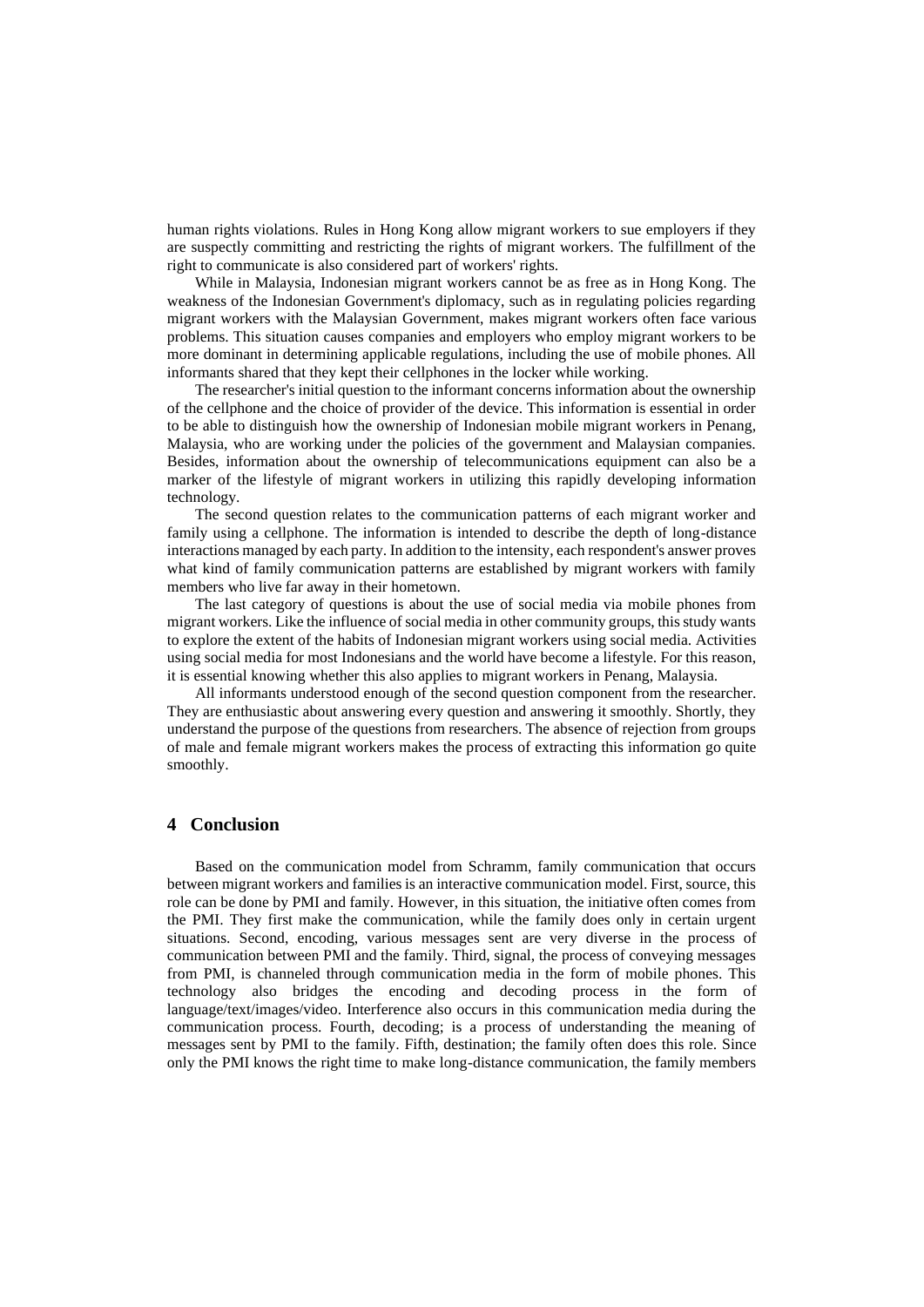human rights violations. Rules in Hong Kong allow migrant workers to sue employers if they are suspectly committing and restricting the rights of migrant workers. The fulfillment of the right to communicate is also considered part of workers' rights.

While in Malaysia, Indonesian migrant workers cannot be as free as in Hong Kong. The weakness of the Indonesian Government's diplomacy, such as in regulating policies regarding migrant workers with the Malaysian Government, makes migrant workers often face various problems. This situation causes companies and employers who employ migrant workers to be more dominant in determining applicable regulations, including the use of mobile phones. All informants shared that they kept their cellphones in the locker while working.

The researcher's initial question to the informant concerns information about the ownership of the cellphone and the choice of provider of the device. This information is essential in order to be able to distinguish how the ownership of Indonesian mobile migrant workers in Penang, Malaysia, who are working under the policies of the government and Malaysian companies. Besides, information about the ownership of telecommunications equipment can also be a marker of the lifestyle of migrant workers in utilizing this rapidly developing information technology.

The second question relates to the communication patterns of each migrant worker and family using a cellphone. The information is intended to describe the depth of long-distance interactions managed by each party. In addition to the intensity, each respondent's answer proves what kind of family communication patterns are established by migrant workers with family members who live far away in their hometown.

The last category of questions is about the use of social media via mobile phones from migrant workers. Like the influence of social media in other community groups, this study wants to explore the extent of the habits of Indonesian migrant workers using social media. Activities using social media for most Indonesians and the world have become a lifestyle. For this reason, it is essential knowing whether this also applies to migrant workers in Penang, Malaysia.

All informants understood enough of the second question component from the researcher. They are enthusiastic about answering every question and answering it smoothly. Shortly, they understand the purpose of the questions from researchers. The absence of rejection from groups of male and female migrant workers makes the process of extracting this information go quite smoothly.

## 4 Conclusion

Based on the communication model from Schramm, family communication that occurs between migrant workers and families is an interactive communication model. First, source, this role can be done by PMI and family. However, in this situation, the initiative often comes from the PMI. They first make the communication, while the family does only in certain urgent situations. Second, encoding, various messages sent are very diverse in the process of communication between PMI and the family. Third, signal, the process of conveying messages from PMI, is channeled through communication media in the form of mobile phones. This technology also bridges the encoding and decoding process in the form of language/text/images/video. Interference also occurs in this communication media during the communication process. Fourth, decoding; is a process of understanding the meaning of messages sent by PMI to the family. Fifth, destination; the family often does this role. Since only the PMI knows the right time to make long-distance communication, the family members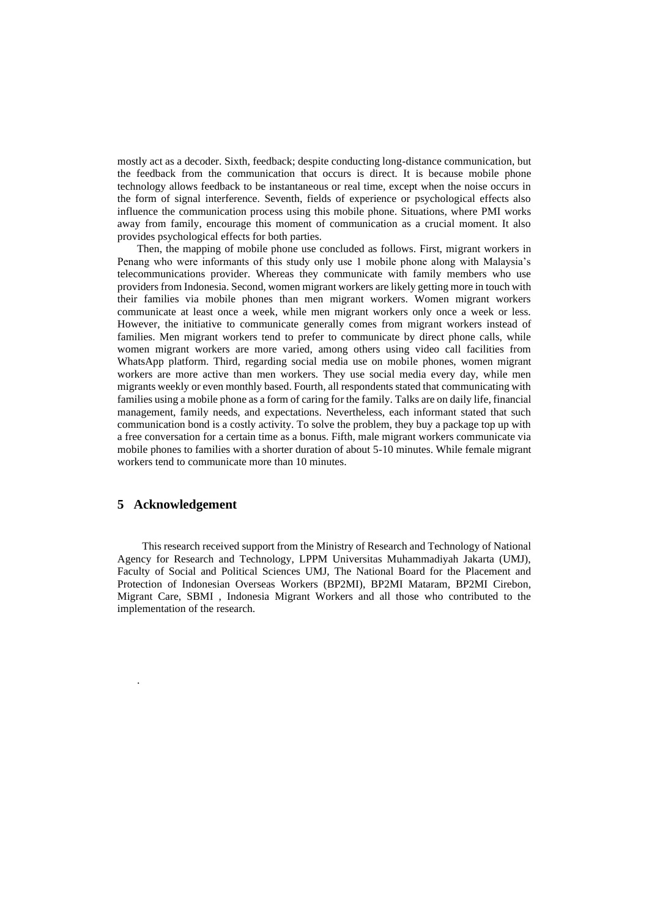mostly act as a decoder. Sixth, feedback; despite conducting long-distance communication, but the feedback from the communication that occurs is direct. It is because mobile phone technology allows feedback to be instantaneous or real time, except when the noise occurs in the form of signal interference. Seventh, fields of experience or psychological effects also influence the communication process using this mobile phone. Situations, where PMI works away from family, encourage this moment of communication as a crucial moment. It also provides psychological effects for both parties.

Then, the mapping of mobile phone use concluded as follows. First, migrant workers in Penang who were informants of this study only use 1 mobile phone along with Malaysia's telecommunications provider. Whereas they communicate with family members who use providers from Indonesia. Second, women migrant workers are likely getting more in touch with their families via mobile phones than men migrant workers. Women migrant workers communicate at least once a week, while men migrant workers only once a week or less. However, the initiative to communicate generally comes from migrant workers instead of families. Men migrant workers tend to prefer to communicate by direct phone calls, while women migrant workers are more varied, among others using video call facilities from WhatsApp platform. Third, regarding social media use on mobile phones, women migrant workers are more active than men workers. They use social media every day, while men migrants weekly or even monthly based. Fourth, all respondents stated that communicating with families using a mobile phone as a form of caring for the family. Talks are on daily life, financial management, family needs, and expectations. Nevertheless, each informant stated that such communication bond is a costly activity. To solve the problem, they buy a package top up with a free conversation for a certain time as a bonus. Fifth, male migrant workers communicate via mobile phones to families with a shorter duration of about 5-10 minutes. While female migrant workers tend to communicate more than 10 minutes.

## 5 Acknowledgement

This research received support from the Ministry of Research and Technology of National Agency for Research and Technology, LPPM Universitas Muhammadiyah Jakarta (UMJ), Faculty of Social and Political Sciences UMJ, The National Board for the Placement and Protection of Indonesian Overseas Workers (BP2MI), BP2MI Mataram, BP2MI Cirebon, Migrant Care, SBMI , Indonesia Migrant Workers and all those who contributed to the implementation of the research.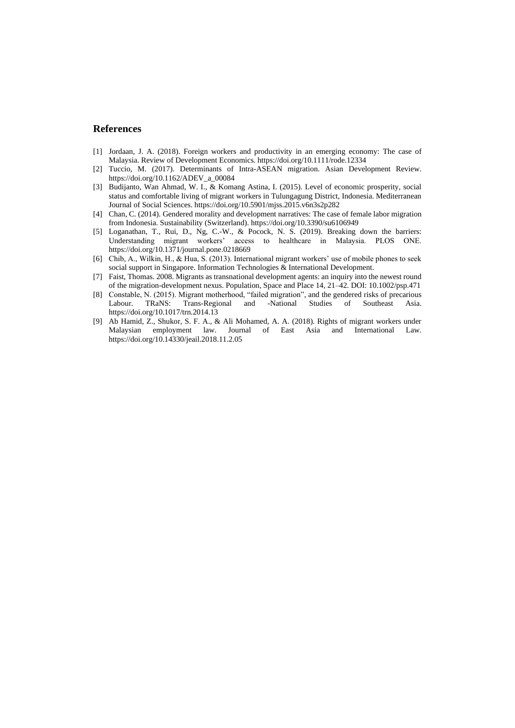## References

[1] Jordaan, J. A. (2018). Foreign workers and productivity in an emerging economy: The case of Malaysia. Review of Development Economics. https://doi.org/10.1111/rode.12334

[2] Tuccio, M. (2017). Determinants of Intra-ASEAN migration. Asian Development Review. https://doi.org/10.1162/ADEV_a_00084

[3] Budijanto, Wan Ahmad, W. I., & Komang Astina, I. (2015). Level of economic prosperity, social status and comfortable living of migrant workers in Tulungagung District, Indonesia. Mediterranean Journal of Social Sciences. https://doi.org/10.5901/mjss.2015.v6n3s2p282

[4] Chan, C. (2014). Gendered morality and development narratives: The case of female labor migration from Indonesia. Sustainability (Switzerland). https://doi.org/10.3390/su6106949

[5] Loganathan, T., Rui, D., Ng, C.-W., & Pocock, N. S. (2019). Breaking down the barriers: Understanding migrant workers' access to healthcare in Malaysia. PLOS ONE. https://doi.org/10.1371/journal.pone.0218669

[6] Chib, A., Wilkin, H., & Hua, S. (2013). International migrant workers' use of mobile phones to seek social support in Singapore. Information Technologies & International Development.

[7] Faist, Thomas. 2008. Migrants as transnational development agents: an inquiry into the newest round of the migration-development nexus. Population, Space and Place 14, 21–42. DOI: 10.1002/psp.471

[8] Constable, N. (2015). Migrant motherhood, "failed migration", and the gendered risks of precarious Labour. TRaNS: Trans-Regional and -National Studies of Southeast Asia. https://doi.org/10.1017/trn.2014.13

[9] Ab Hamid, Z., Shukor, S. F. A., & Ali Mohamed, A. A. (2018). Rights of migrant workers under Malaysian employment law. Journal of East Asia and International Law. https://doi.org/10.14330/jeail.2018.11.2.05